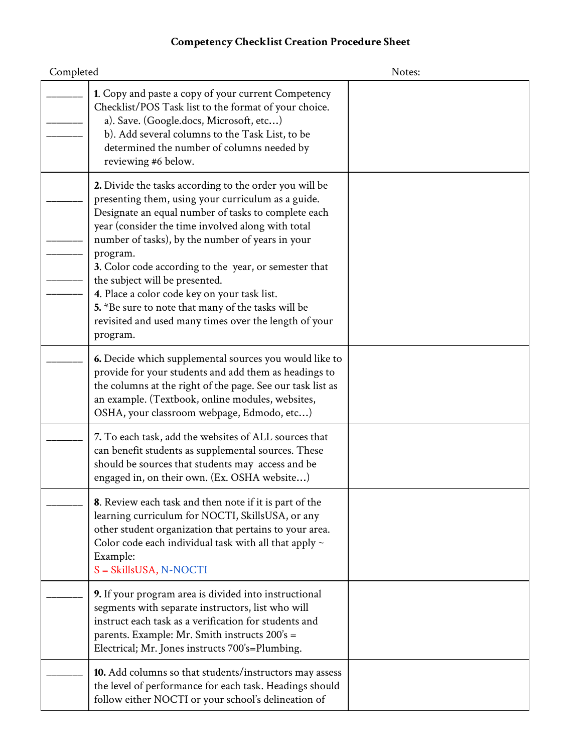# Competency Checklist Creation Procedure Sheet

| Completed | | Notes: |
|---|---|---|
| _______<br>_______<br>_______ | **1**. Copy and paste a copy of your current Competency Checklist/POS Task list to the format of your choice.<br>a). Save. (Google.docs, Microsoft, etc…)<br>b). Add several columns to the Task List, to be determined the number of columns needed by reviewing #6 below. | |
| _______<br>_______<br>_______<br>_______<br>_______ | **2.** Divide the tasks according to the order you will be presenting them, using your curriculum as a guide. Designate an equal number of tasks to complete each year (consider the time involved along with total number of tasks), by the number of years in your program.<br>**3**. Color code according to the year, or semester that the subject will be presented.<br>**4**. Place a color code key on your task list.<br>**5.** *Be sure to note that many of the tasks will be revisited and used many times over the length of your program. | |
| _______ | **6.** Decide which supplemental sources you would like to provide for your students and add them as headings to the columns at the right of the page. See our task list as an example. (Textbook, online modules, websites, OSHA, your classroom webpage, Edmodo, etc…) | |
| _______ | **7.** To each task, add the websites of ALL sources that can benefit students as supplemental sources. These should be sources that students may access and be engaged in, on their own. (Ex. OSHA website…) | |
| _______ | **8**. Review each task and then note if it is part of the learning curriculum for NOCTI, SkillsUSA, or any other student organization that pertains to your area. Color code each individual task with all that apply ~ Example:<br>S = SkillsUSA, N-NOCTI | |
| _______ | **9.** If your program area is divided into instructional segments with separate instructors, list who will instruct each task as a verification for students and parents. Example: Mr. Smith instructs 200's = Electrical; Mr. Jones instructs 700's=Plumbing. | |
| _______ | **10.** Add columns so that students/instructors may assess the level of performance for each task. Headings should follow either NOCTI or your school's delineation of | |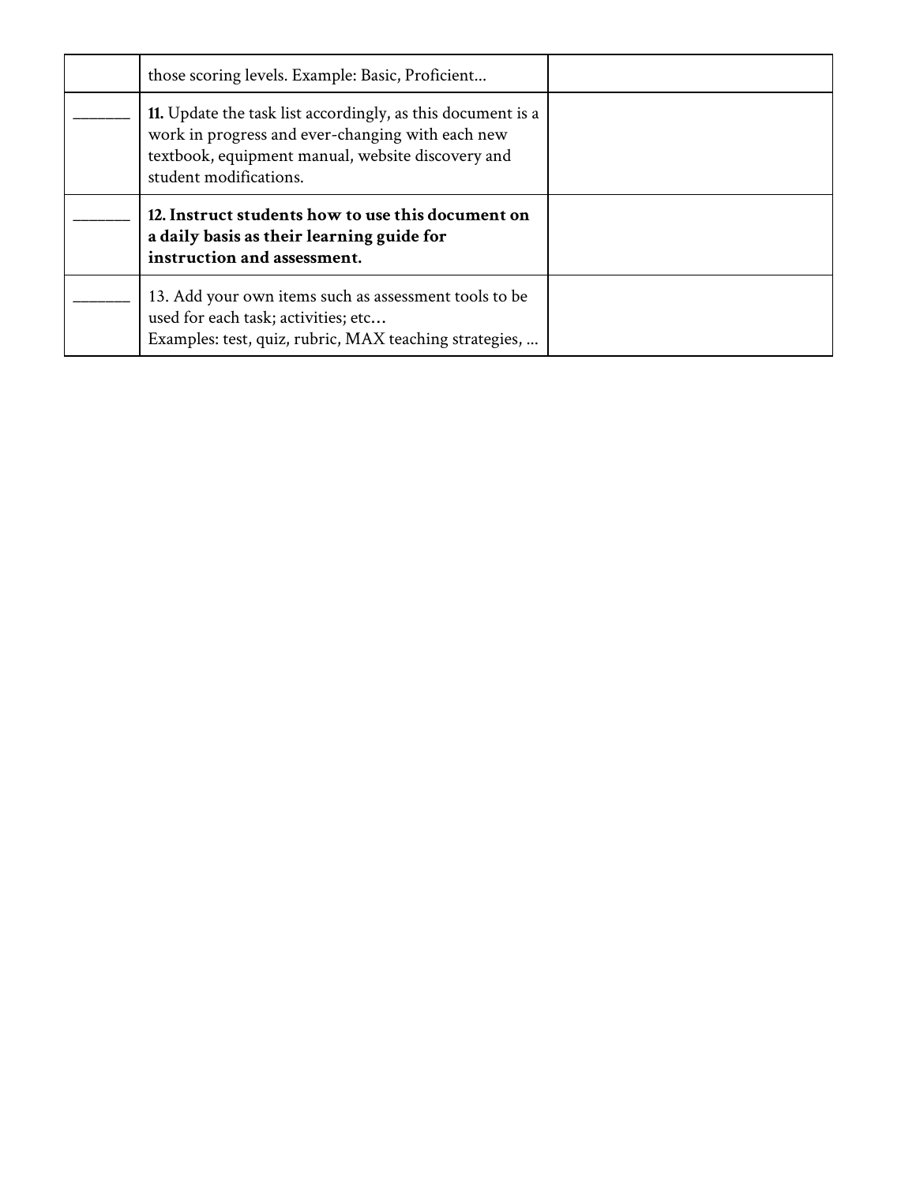| | | |
|---|---|---|
| | those scoring levels. Example: Basic, Proficient... | |
| _______ | **11.** Update the task list accordingly, as this document is a work in progress and ever-changing with each new textbook, equipment manual, website discovery and student modifications. | |
| _______ | **12. Instruct students how to use this document on a daily basis as their learning guide for instruction and assessment.** | |
| _______ | 13. Add your own items such as assessment tools to be used for each task; activities; etc… Examples: test, quiz, rubric, MAX teaching strategies, ... | |